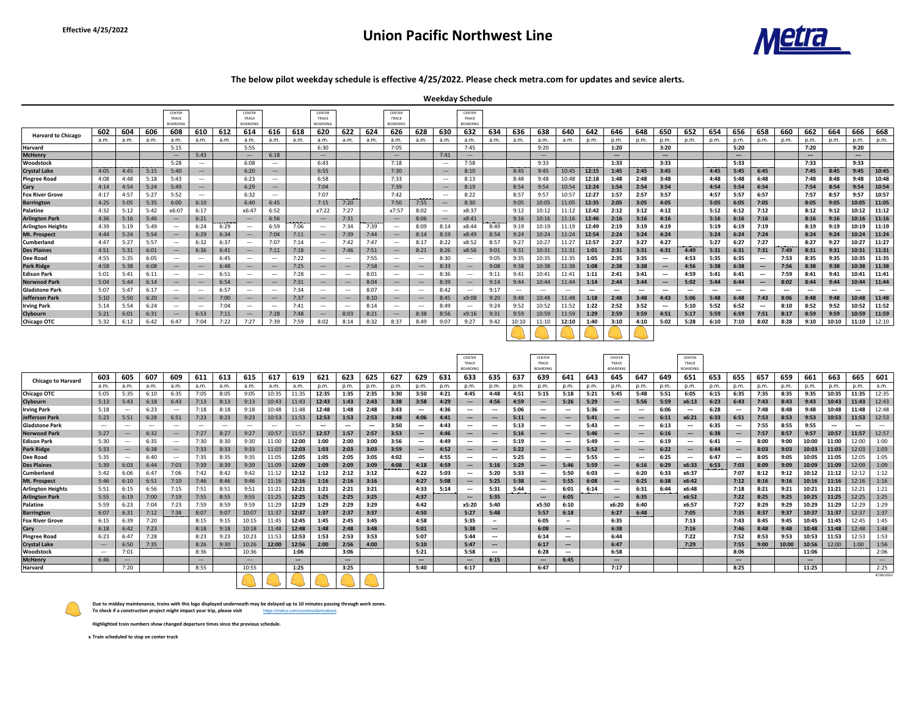Effective 4/25/2022

# Union Pacific Northwest Line

**The below pilot weekday schedule is effective 4/25/2022. Please check metra.com for updates and sevice alerts.**

## Weekday Schedule

| Harvard to Chicago | 602 | 604 | 606 | 608 | 610 | 612 | 614 | 616 | 618 | 620 | 622 | 624 | 626 | 628 | 630 | 632 | 634 | 636 | 638 | 640 | 642 | 646 | 648 | 650 | 652 | 654 | 656 | 658 | 660 | 662 | 664 | 666 | 668 |
|---|---|---|---|---|---|---|---|---|---|---|---|---|---|---|---|---|---|---|---|---|---|---|---|---|---|---|---|---|---|---|---|---|---|
| | | | | CENTER TRACK BOARDING | | | CENTER TRACK BOARDING | | | CENTER TRACK BOARDING | | | CENTER TRACK BOARDING | | | CENTER TRACK BOARDING | | | | | | | | | | | | | | | | | |
| | a.m. | a.m. | a.m. | a.m. | a.m. | a.m. | a.m. | a.m. | a.m. | a.m. | a.m. | a.m. | a.m. | a.m. | a.m. | a.m. | a.m. | a.m. | a.m. | a.m. | p.m. | p.m. | p.m. | p.m. | p.m. | p.m. | p.m. | p.m. | p.m. | p.m. | p.m. | p.m. | p.m. |
| Harvard | | | | 5:15 | | | 5:55 | | | 6:30 | | | 7:05 | | | 7:45 | | | 9:20 | | | 1:20 | | 3:20 | | | 5:20 | | | 7:20 | | 9:20 | |
| McHenry | | | | --- | 5:43 | | --- | 6:18 | | --- | | | --- | | 7:41 | --- | | | --- | | | --- | | --- | | | --- | | | --- | | --- | |
| Woodstock | | | | 5:28 | --- | | 6:08 | --- | | 6:43 | | | 7:18 | | --- | 7:58 | | | 9:33 | | | 1:33 | | 3:33 | | | 5:33 | | | 7:33 | | 9:33 | |
| Crystal Lake | 4:05 | 4:45 | 5:15 | 5:40 | --- | | 6:20 | --- | | 6:55 | | | 7:30 | | --- | 8:10 | | 8:45 | 9:45 | 10:45 | 12:15 | 1:45 | 2:45 | 3:45 | | 4:45 | 5:45 | 6:45 | | 7:45 | 8:45 | 9:45 | 10:45 |
| Pingree Road | 4:08 | 4:48 | 5:18 | 5:43 | --- | | 6:23 | --- | | 6:58 | | | 7:33 | | --- | 8:13 | | 8:48 | 9:48 | 10:48 | 12:18 | 1:48 | 2:48 | 3:48 | | 4:48 | 5:48 | 6:48 | | 7:48 | 8:48 | 9:48 | 10:48 |
| Cary | 4:14 | 4:54 | 5:24 | 5:49 | --- | | 6:29 | --- | | 7:04 | | | 7:39 | | --- | 8:19 | | 8:54 | 9:54 | 10:54 | 12:24 | 1:54 | 2:54 | 3:54 | | 4:54 | 5:54 | 6:54 | | 7:54 | 8:54 | 9:54 | 10:54 |
| Fox River Grove | 4:17 | 4:57 | 5:27 | 5:52 | --- | | 6:32 | --- | | 7:07 | | | 7:42 | | --- | 8:22 | | 8:57 | 9:57 | 10:57 | 12:27 | 1:57 | 2:57 | 3:57 | | 4:57 | 5:57 | 6:57 | | 7:57 | 8:57 | 9:57 | 10:57 |
| Barrington | 4:25 | 5:05 | 5:35 | 6:00 | 6:10 | | 6:40 | 6:45 | | 7:15 | 7:20 | | 7:50 | 7:55 | --- | 8:30 | | 9:05 | 10:05 | 11:05 | 12:35 | 2:05 | 3:05 | 4:05 | | 5:05 | 6:05 | 7:05 | | 8:05 | 9:05 | 10:05 | 11:05 |
| Palatine | 4:32 | 5:12 | 5:42 | x6:07 | 6:17 | | x6:47 | 6:52 | | x7:22 | 7:27 | | x7:57 | 8:02 | --- | x8:37 | | 9:12 | 10:12 | 11:12 | 12:42 | 2:12 | 3:12 | 4:12 | | 5:12 | 6:12 | 7:12 | | 8:12 | 9:12 | 10:12 | 11:12 |
| Arlington Park | 4:36 | 5:16 | 5:46 | --- | 6:21 | | --- | 6:56 | | --- | 7:31 | | --- | 8:06 | --- | x8:41 | | 9:16 | 10:16 | 11:16 | 12:46 | 2:16 | 3:16 | 4:16 | | 5:16 | 6:16 | 7:16 | | 8:16 | 9:16 | 10:16 | 11:16 |
| Arlington Heights | 4:39 | 5:19 | 5:49 | --- | 6:24 | 6:29 | --- | 6:59 | 7:06 | --- | 7:34 | 7:39 | --- | 8:09 | 8:14 | x8:44 | 8:49 | 9:19 | 10:19 | 11:19 | 12:49 | 2:19 | 3:19 | 4:19 | | 5:19 | 6:19 | 7:19 | | 8:19 | 9:19 | 10:19 | 11:19 |
| Mt. Prospect | 4:44 | 5:24 | 5:54 | --- | 6:29 | 6:34 | --- | 7:04 | 7:11 | --- | 7:39 | 7:44 | --- | 8:14 | 8:19 | x8:49 | 8:54 | 9:24 | 10:24 | 11:24 | 12:54 | 2:24 | 3:24 | 4:24 | | 5:24 | 6:24 | 7:24 | | 8:24 | 9:24 | 10:24 | 11:24 |
| Cumberland | 4:47 | 5:27 | 5:57 | --- | 6:32 | 6:37 | --- | 7:07 | 7:14 | --- | 7:42 | 7:47 | --- | 8:17 | 8:22 | x8:52 | 8:57 | 9:27 | 10:27 | 11:27 | 12:57 | 2:27 | 3:27 | 4:27 | | 5:27 | 6:27 | 7:27 | | 8:27 | 9:27 | 10:27 | 11:27 |
| Des Plaines | 4:51 | 5:31 | 6:01 | --- | 6:36 | 6:41 | --- | 7:11 | 7:18 | --- | 7:46 | 7:51 | --- | 8:21 | 8:26 | x8:56 | 9:01 | 9:31 | 10:31 | 11:31 | 1:01 | 2:31 | 3:31 | 4:31 | 4:49 | 5:31 | 6:31 | 7:31 | 7:49 | 8:31 | 9:31 | 10:31 | 11:31 |
| Dee Road | 4:55 | 5:35 | 6:05 | --- | --- | 6:45 | --- | --- | 7:22 | --- | --- | 7:55 | --- | --- | 8:30 | --- | 9:05 | 9:35 | 10:35 | 11:35 | 1:05 | 2:35 | 3:35 | --- | 4:53 | 5:35 | 6:35 | --- | 7:53 | 8:35 | 9:35 | 10:35 | 11:35 |
| Park Ridge | 4:58 | 5:38 | 6:08 | --- | --- | 6:48 | --- | --- | 7:25 | --- | --- | 7:58 | --- | --- | 8:33 | --- | 9:08 | 9:38 | 10:38 | 11:38 | 1:08 | 2:38 | 3:38 | --- | 4:56 | 5:38 | 6:38 | --- | 7:56 | 8:38 | 9:38 | 10:38 | 11:38 |
| Edison Park | 5:01 | 5:41 | 6:11 | --- | --- | 6:51 | --- | --- | 7:28 | --- | --- | 8:01 | --- | --- | 8:36 | --- | 9:11 | 9:41 | 10:41 | 11:41 | 1:11 | 2:41 | 3:41 | --- | 4:59 | 5:41 | 6:41 | --- | 7:59 | 8:41 | 9:41 | 10:41 | 11:41 |
| Norwood Park | 5:04 | 5:44 | 6:14 | --- | --- | 6:54 | --- | --- | 7:31 | --- | --- | 8:04 | --- | --- | 8:39 | --- | 9:14 | 9:44 | 10:44 | 11:44 | 1:14 | 2:44 | 3:44 | --- | 5:02 | 5:44 | 6:44 | --- | 8:02 | 8:44 | 9:44 | 10:44 | 11:44 |
| Gladstone Park | 5:07 | 5:47 | 6:17 | --- | --- | 6:57 | --- | --- | 7:34 | --- | --- | 8:07 | --- | --- | 8:42 | --- | 9:17 | --- | --- | --- | --- | --- | --- | --- | --- | --- | --- | --- | --- | --- | --- | --- | --- |
| Jefferson Park | 5:10 | 5:50 | 6:20 | --- | --- | 7:00 | --- | --- | 7:37 | --- | --- | 8:10 | --- | --- | 8:45 | x9:08 | 9:20 | 9:48 | 10:48 | 11:48 | 1:18 | 2:48 | 3:48 | 4:43 | 5:06 | 5:48 | 6:48 | 7:43 | 8:06 | 8:48 | 9:48 | 10:48 | 11:48 |
| Irving Park | 5:14 | 5:54 | 6:24 | --- | --- | 7:04 | --- | --- | 7:41 | --- | --- | 8:14 | --- | --- | 8:49 | --- | 9:24 | 9:52 | 10:52 | 11:52 | 1:22 | 2:52 | 3:52 | --- | 5:10 | 5:52 | 6:52 | --- | 8:10 | 8:52 | 9:52 | 10:52 | 11:52 |
| Clybourn | 5:21 | 6:01 | 6:31 | --- | 6:53 | 7:11 | --- | 7:28 | 7:48 | --- | 8:03 | 8:21 | --- | 8:38 | 8:56 | x9:16 | 9:31 | 9:59 | 10:59 | 11:59 | 1:29 | 2:59 | 3:59 | 4:51 | 5:17 | 5:59 | 6:59 | 7:51 | 8:17 | 8:59 | 9:59 | 10:59 | 11:59 |
| Chicago OTC | 5:32 | 6:12 | 6:42 | 6:47 | 7:04 | 7:22 | 7:27 | 7:39 | 7:59 | 8:02 | 8:14 | 8:32 | 8:37 | 8:49 | 9:07 | 9:27 | 9:42 | 10:10 | 11:10 | 12:10 | 1:40 | 3:10 | 4:10 | 5:02 | 5:28 | 6:10 | 7:10 | 8:02 | 8:28 | 9:10 | 10:10 | 11:10 | 12:10 |

| Chicago to Harvard | 603 | 605 | 607 | 609 | 611 | 613 | 615 | 617 | 619 | 621 | 623 | 625 | 627 | 629 | 631 | 633 | 635 | 637 | 639 | 641 | 643 | 645 | 647 | 649 | 651 | 653 | 655 | 657 | 659 | 661 | 663 | 665 | 601 |
|---|---|---|---|---|---|---|---|---|---|---|---|---|---|---|---|---|---|---|---|---|---|---|---|---|---|---|---|---|---|---|---|---|---|
| | | | | | | | | | | | | | | | | CENTER TRACK BOARDING | | | CENTER TRACK BOARDING | | | CENTER TRACK BOARDING | | | CENTER TRACK BOARDING | | | | | | | | |
| | a.m. | a.m. | a.m. | a.m. | a.m. | a.m. | a.m. | a.m. | a.m. | p.m. | p.m. | p.m. | p.m. | p.m. | p.m. | p.m. | p.m. | p.m. | p.m. | p.m. | p.m. | p.m. | p.m. | p.m. | p.m. | p.m. | p.m. | p.m. | p.m. | p.m. | p.m. | p.m. | a.m. |
| Chicago OTC | 5:05 | 5:35 | 6:10 | 6:35 | 7:05 | 8:05 | 9:05 | 10:35 | 11:35 | 12:35 | 1:35 | 2:35 | 3:30 | 3:50 | 4:21 | 4:45 | 4:48 | 4:51 | 5:15 | 5:18 | 5:21 | 5:45 | 5:48 | 5:51 | 6:05 | 6:15 | 6:35 | 7:35 | 8:35 | 9:35 | 10:35 | 11:35 | 12:35 |
| Clybourn | 5:13 | 5:43 | 6:18 | 6:43 | 7:13 | 8:13 | 9:13 | 10:43 | 11:43 | 12:43 | 1:43 | 2:43 | 3:38 | 3:58 | 4:29 | --- | 4:56 | 4:59 | --- | 5:26 | 5:29 | --- | 5:56 | 5:59 | x6:13 | 6:23 | 6:43 | 7:43 | 8:43 | 9:43 | 10:43 | 11:43 | 12:43 |
| Irving Park | 5:18 | --- | 6:23 | --- | 7:18 | 8:18 | 9:18 | 10:48 | 11:48 | 12:48 | 1:48 | 2:48 | 3:43 | --- | 4:36 | --- | --- | 5:06 | --- | --- | 5:36 | --- | --- | 6:06 | --- | 6:28 | --- | 7:48 | 8:48 | 9:48 | 10:48 | 11:48 | 12:48 |
| Jefferson Park | 5:23 | 5:51 | 6:28 | 6:51 | 7:23 | 8:23 | 9:23 | 10:53 | 11:53 | 12:53 | 1:53 | 2:53 | 3:48 | 4:06 | 4:41 | --- | --- | 5:11 | --- | --- | 5:41 | --- | --- | 6:11 | x6:21 | 6:33 | 6:51 | 7:53 | 8:53 | 9:53 | 10:53 | 11:53 | 12:53 |
| Gladstone Park | --- | --- | --- | --- | --- | --- | --- | --- | --- | --- | --- | --- | 3:50 | --- | 4:43 | --- | --- | 5:13 | --- | --- | 5:43 | --- | --- | 6:13 | --- | 6:35 | --- | 7:55 | 8:55 | 9:55 | --- | --- | --- |
| Norwood Park | 5:27 | --- | 6:32 | --- | 7:27 | 8:27 | 9:27 | 10:57 | 11:57 | 12:57 | 1:57 | 2:57 | 3:53 | --- | 4:46 | --- | --- | 5:16 | --- | --- | 5:46 | --- | --- | 6:16 | --- | 6:38 | --- | 7:57 | 8:57 | 9:57 | 10:57 | 11:57 | 12:57 |
| Edison Park | 5:30 | --- | 6:35 | --- | 7:30 | 8:30 | 9:30 | 11:00 | 12:00 | 1:00 | 2:00 | 3:00 | 3:56 | --- | 4:49 | --- | --- | 5:19 | --- | --- | 5:49 | --- | --- | 6:19 | --- | 6:41 | --- | 8:00 | 9:00 | 10:00 | 11:00 | 12:00 | 1:00 |
| Park Ridge | 5:33 | --- | 6:38 | --- | 7:33 | 8:33 | 9:33 | 11:03 | 12:03 | 1:03 | 2:03 | 3:03 | 3:59 | --- | 4:52 | --- | --- | 5:22 | --- | --- | 5:52 | --- | --- | 6:22 | --- | 6:44 | --- | 8:03 | 9:03 | 10:03 | 11:03 | 12:03 | 1:03 |
| Dee Road | 5:35 | --- | 6:40 | --- | 7:35 | 8:35 | 9:35 | 11:05 | 12:05 | 1:05 | 2:05 | 3:05 | 4:02 | --- | 4:55 | --- | --- | 5:25 | --- | --- | 5:55 | --- | --- | 6:25 | --- | 6:47 | --- | 8:05 | 9:05 | 10:05 | 11:05 | 12:05 | 1:05 |
| Des Plaines | 5:39 | 6:03 | 6:44 | 7:03 | 7:39 | 8:39 | 9:39 | 11:09 | 12:09 | 1:09 | 2:09 | 3:09 | 4:08 | 4:18 | 4:59 | --- | 5:16 | 5:29 | --- | 5:46 | 5:59 | --- | 6:16 | 6:29 | x6:33 | 6:53 | 7:03 | 8:09 | 9:09 | 10:09 | 11:09 | 12:09 | 1:09 |
| Cumberland | 5:42 | 6:06 | 6:47 | 7:06 | 7:42 | 8:42 | 9:42 | 11:12 | 12:12 | 1:12 | 2:12 | 3:12 | | 4:22 | 5:03 | --- | 5:20 | 5:33 | --- | 5:50 | 6:03 | --- | 6:20 | 6:33 | x6:37 | | 7:07 | 8:12 | 9:12 | 10:12 | 11:12 | 12:12 | 1:12 |
| Mt. Prospect | 5:46 | 6:10 | 6:51 | 7:10 | 7:46 | 8:46 | 9:46 | 11:16 | 12:16 | 1:16 | 2:16 | 3:16 | | 4:27 | 5:08 | --- | 5:25 | 5:38 | --- | 5:55 | 6:08 | --- | 6:25 | 6:38 | x6:42 | | 7:12 | 8:16 | 9:16 | 10:16 | 11:16 | 12:16 | 1:16 |
| Arlington Heights | 5:51 | 6:15 | 6:56 | 7:15 | 7:51 | 8:51 | 9:51 | 11:21 | 12:21 | 1:21 | 2:21 | 3:21 | | 4:33 | 5:14 | --- | 5:31 | 5:44 | --- | 6:01 | 6:14 | --- | 6:31 | 6:44 | x6:48 | | 7:18 | 8:21 | 9:21 | 10:21 | 11:21 | 12:21 | 1:21 |
| Arlington Park | 5:55 | 6:19 | 7:00 | 7:19 | 7:55 | 8:55 | 9:55 | 11:25 | 12:25 | 1:25 | 2:25 | 3:25 | | 4:37 | | --- | 5:35 | | --- | 6:05 | | --- | 6:35 | | x6:52 | | 7:22 | 8:25 | 9:25 | 10:25 | 11:25 | 12:25 | 1:25 |
| Palatine | 5:59 | 6:23 | 7:04 | 7:23 | 7:59 | 8:59 | 9:59 | 11:29 | 12:29 | 1:29 | 2:29 | 3:29 | | 4:42 | | x5:20 | 5:40 | | x5:50 | 6:10 | | x6:20 | 6:40 | | x6:57 | | 7:27 | 8:29 | 9:29 | 10:29 | 11:29 | 12:29 | 1:29 |
| Barrington | 6:07 | 6:31 | 7:12 | 7:38 | 8:07 | 9:07 | 10:07 | 11:37 | 12:37 | 1:37 | 2:37 | 3:37 | | 4:50 | | 5:27 | 5:48 | | 5:57 | 6:18 | | 6:27 | 6:48 | | 7:05 | | 7:35 | 8:37 | 9:37 | 10:37 | 11:37 | 12:37 | 1:37 |
| Fox River Grove | 6:15 | 6:39 | 7:20 | | 8:15 | 9:15 | 10:15 | 11:45 | 12:45 | 1:45 | 2:45 | 3:45 | | 4:58 | | 5:35 | -- | | 6:05 | -- | | 6:35 | | | 7:13 | | 7:43 | 8:45 | 9:45 | 10:45 | 11:45 | 12:45 | 1:45 |
| Cary | 6:18 | 6:42 | 7:23 | | 8:18 | 9:18 | 10:18 | 11:48 | 12:48 | 1:48 | 2:48 | 3:48 | | 5:01 | | 5:38 | --- | | 6:08 | --- | | 6:38 | | | 7:16 | | 7:46 | 8:48 | 9:48 | 10:48 | 11:48 | 12:48 | 1:48 |
| Pingree Road | 6:23 | 6:47 | 7:28 | | 8:23 | 9:23 | 10:23 | 11:53 | 12:53 | 1:53 | 2:53 | 3:53 | | 5:07 | | 5:44 | --- | | 6:14 | --- | | 6:44 | | | 7:22 | | 7:52 | 8:53 | 9:53 | 10:53 | 11:53 | 12:53 | 1:48 |
| Crystal Lake | --- | 6:50 | 7:35 | | 8:26 | 9:30 | 10:26 | 12:00 | 12:56 | 2:00 | 2:56 | 4:00 | | 5:10 | | 5:47 | --- | | 6:17 | --- | | 6:47 | | | 7:29 | | 7:55 | 9:00 | 10:00 | 10:56 | 12:00 | 1:00 | 1:56 |
| Woodstock | --- | 7:01 | | | 8:36 | | 10:36 | | 1:06 | | 3:06 | | | 5:21 | | 5:58 | --- | | 6:28 | --- | | 6:58 | | | | | 8:06 | | | 11:06 | | | 2:06 |
| McHenry | 6:46 | --- | | | --- | | --- | | --- | | --- | | | --- | | --- | 6:15 | | --- | 6:45 | | --- | | | | | --- | | | --- | | | --- |
| Harvard | | 7:20 | | | 8:55 | | 10:55 | | 1:25 | | 3:25 | | | 5:40 | | 6:17 | | | 6:47 | | | 7:17 | | | | | 8:25 | | | 11:25 | | | 2:25 |

4/18/2022

Due to midday maintenance, trains with this logo displayed underneath may be delayed up to 10 minutes passing through work zones.
To check if a construction project might impact your trip, please visit https://metra.com/constructionnotices

Highlighted train numbers show changed departure times since the previous schedule.

x Train scheduled to stop on center track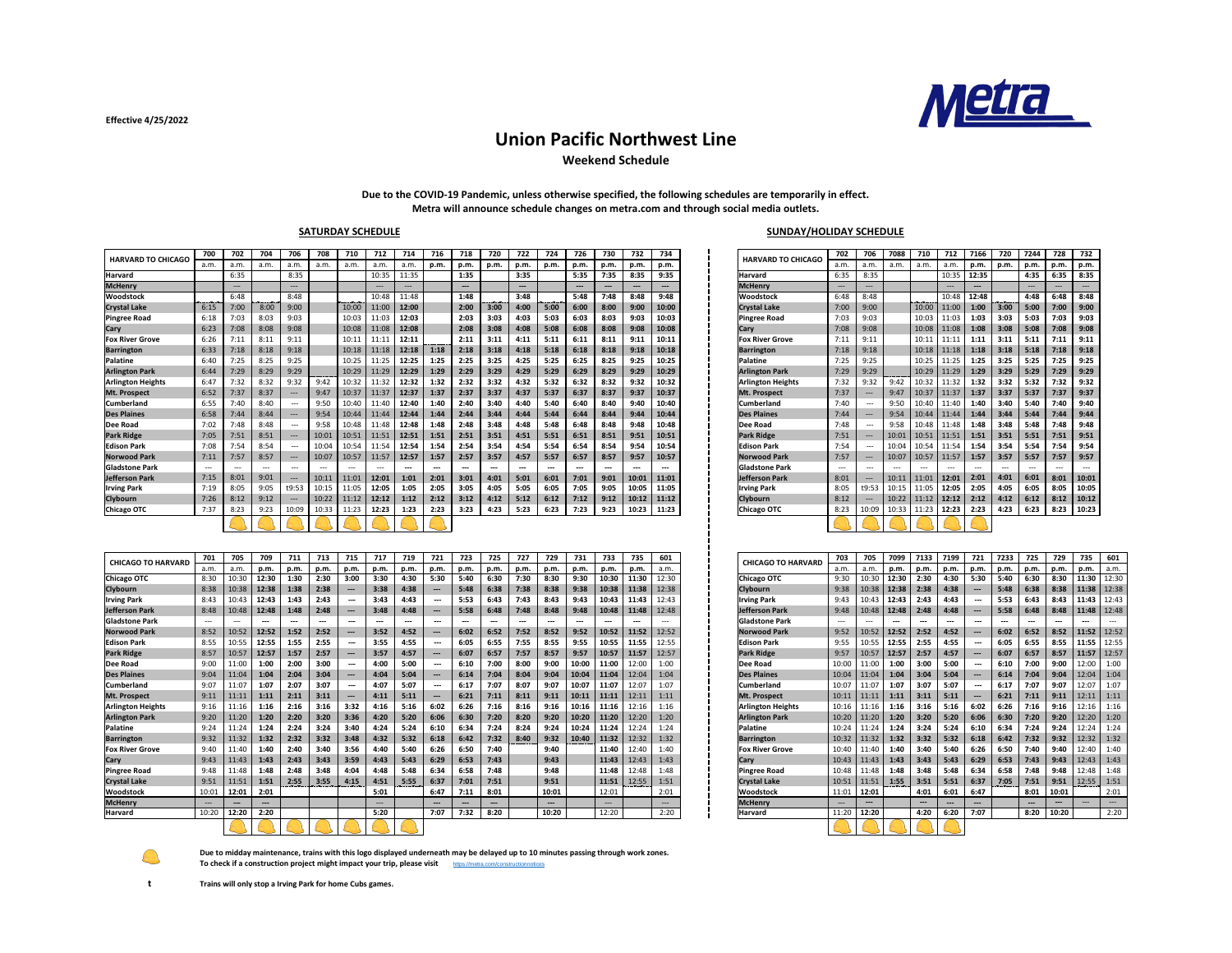Effective 4/25/2022

# Union Pacific Northwest Line

## Weekend Schedule

**Due to the COVID-19 Pandemic, unless otherwise specified, the following schedules are temporarily in effect. Metra will announce schedule changes on metra.com and through social media outlets.**

### SATURDAY SCHEDULE

| HARVARD TO CHICAGO | 700 | 702 | 704 | 706 | 708 | 710 | 712 | 714 | 716 | 718 | 720 | 722 | 724 | 726 | 730 | 732 | 734 |
|---|---|---|---|---|---|---|---|---|---|---|---|---|---|---|---|---|---|
| | a.m. | a.m. | a.m. | a.m. | a.m. | a.m. | a.m. | a.m. | p.m. | p.m. | p.m. | p.m. | p.m. | p.m. | p.m. | p.m. | p.m. |
| Harvard | | 6:35 | | 8:35 | | | 10:35 | 11:35 | | 1:35 | | 3:35 | | 5:35 | 7:35 | 8:35 | 9:35 |
| McHenry | | --- | | --- | | | --- | --- | | --- | | --- | | --- | --- | --- | --- |
| Woodstock | | 6:48 | | 8:48 | | | 10:48 | 11:48 | | 1:48 | | 3:48 | | 5:48 | 7:48 | 8:48 | 9:48 |
| Crystal Lake | 6:15 | 7:00 | 8:00 | 9:00 | | 10:00 | 11:00 | 12:00 | | 2:00 | 3:00 | 4:00 | 5:00 | 6:00 | 8:00 | 9:00 | 10:00 |
| Pingree Road | 6:18 | 7:03 | 8:03 | 9:03 | | 10:03 | 11:03 | 12:03 | | 2:03 | 3:03 | 4:03 | 5:03 | 6:03 | 8:03 | 9:03 | 10:03 |
| Cary | 6:23 | 7:08 | 8:08 | 9:08 | | 10:08 | 11:08 | 12:08 | | 2:08 | 3:08 | 4:08 | 5:08 | 6:08 | 8:08 | 9:08 | 10:08 |
| Fox River Grove | 6:26 | 7:11 | 8:11 | 9:11 | | 10:11 | 11:11 | 12:11 | | 2:11 | 3:11 | 4:11 | 5:11 | 6:11 | 8:11 | 9:11 | 10:11 |
| Barrington | 6:33 | 7:18 | 8:18 | 9:18 | | 10:18 | 11:18 | 12:18 | 1:18 | 2:18 | 3:18 | 4:18 | 5:18 | 6:18 | 8:18 | 9:18 | 10:18 |
| Palatine | 6:40 | 7:25 | 8:25 | 9:25 | | 10:25 | 11:25 | 12:25 | 1:25 | 2:25 | 3:25 | 4:25 | 5:25 | 6:25 | 8:25 | 9:25 | 10:25 |
| Arlington Park | 6:44 | 7:29 | 8:29 | 9:29 | | 10:29 | 11:29 | 12:29 | 1:29 | 2:29 | 3:29 | 4:29 | 5:29 | 6:29 | 8:29 | 9:29 | 10:29 |
| Arlington Heights | 6:47 | 7:32 | 8:32 | 9:32 | 9:42 | 10:32 | 11:32 | 12:32 | 1:32 | 2:32 | 3:32 | 4:32 | 5:32 | 6:32 | 8:32 | 9:32 | 10:32 |
| Mt. Prospect | 6:52 | 7:37 | 8:37 | --- | 9:47 | 10:37 | 11:37 | 12:37 | 1:37 | 2:37 | 3:37 | 4:37 | 5:37 | 6:37 | 8:37 | 9:37 | 10:37 |
| Cumberland | 6:55 | 7:40 | 8:40 | --- | 9:50 | 10:40 | 11:40 | 12:40 | 1:40 | 2:40 | 3:40 | 4:40 | 5:40 | 6:40 | 8:40 | 9:40 | 10:40 |
| Des Plaines | 6:58 | 7:44 | 8:44 | --- | 9:54 | 10:44 | 11:44 | 12:44 | 1:44 | 2:44 | 3:44 | 4:44 | 5:44 | 6:44 | 8:44 | 9:44 | 10:44 |
| Dee Road | 7:02 | 7:48 | 8:48 | --- | 9:58 | 10:48 | 11:48 | 12:48 | 1:48 | 2:48 | 3:48 | 4:48 | 5:48 | 6:48 | 8:48 | 9:48 | 10:48 |
| Park Ridge | 7:05 | 7:51 | 8:51 | --- | 10:01 | 10:51 | 11:51 | 12:51 | 1:51 | 2:51 | 3:51 | 4:51 | 5:51 | 6:51 | 8:51 | 9:51 | 10:51 |
| Edison Park | 7:08 | 7:54 | 8:54 | --- | 10:04 | 10:54 | 11:54 | 12:54 | 1:54 | 2:54 | 3:54 | 4:54 | 5:54 | 6:54 | 8:54 | 9:54 | 10:54 |
| Norwood Park | 7:11 | 7:57 | 8:57 | --- | 10:07 | 10:57 | 11:57 | 12:57 | 1:57 | 2:57 | 3:57 | 4:57 | 5:57 | 6:57 | 8:57 | 9:57 | 10:57 |
| Gladstone Park | --- | --- | --- | --- | --- | --- | --- | --- | --- | --- | --- | --- | --- | --- | --- | --- | --- |
| Jefferson Park | 7:15 | 8:01 | 9:01 | --- | 10:11 | 11:01 | 12:01 | 1:01 | 2:01 | 3:01 | 4:01 | 5:01 | 6:01 | 7:01 | 9:01 | 10:01 | 11:01 |
| Irving Park | 7:19 | 8:05 | 9:05 | t9:53 | 10:15 | 11:05 | 12:05 | 1:05 | 2:05 | 3:05 | 4:05 | 5:05 | 6:05 | 7:05 | 9:05 | 10:05 | 11:05 |
| Clybourn | 7:26 | 8:12 | 9:12 | --- | 10:22 | 11:12 | 12:12 | 1:12 | 2:12 | 3:12 | 4:12 | 5:12 | 6:12 | 7:12 | 9:12 | 10:12 | 11:12 |
| Chicago OTC | 7:37 | 8:23 | 9:23 | 10:09 | 10:33 | 11:23 | 12:23 | 1:23 | 2:23 | 3:23 | 4:23 | 5:23 | 6:23 | 7:23 | 9:23 | 10:23 | 11:23 |

| CHICAGO TO HARVARD | 701 | 705 | 709 | 711 | 713 | 715 | 717 | 719 | 721 | 723 | 725 | 727 | 729 | 731 | 733 | 735 | 601 |
|---|---|---|---|---|---|---|---|---|---|---|---|---|---|---|---|---|---|
| | a.m. | a.m. | p.m. | p.m. | p.m. | p.m. | p.m. | p.m. | p.m. | p.m. | p.m. | p.m. | p.m. | p.m. | p.m. | p.m. | a.m. |
| Chicago OTC | 8:30 | 10:30 | 12:30 | 1:30 | 2:30 | 3:00 | 3:30 | 4:30 | 5:30 | 5:40 | 6:30 | 7:30 | 8:30 | 9:30 | 10:30 | 11:30 | 12:30 |
| Clybourn | 8:38 | 10:38 | 12:38 | 1:38 | 2:38 | --- | 3:38 | 4:38 | --- | 5:48 | 6:38 | 7:38 | 8:38 | 9:38 | 10:38 | 11:38 | 12:38 |
| Irving Park | 8:43 | 10:43 | 12:43 | 1:43 | 2:43 | --- | 3:43 | 4:43 | --- | 5:53 | 6:43 | 7:43 | 8:43 | 9:43 | 10:43 | 11:43 | 12:43 |
| Jefferson Park | 8:48 | 10:48 | 12:48 | 1:48 | 2:48 | --- | 3:48 | 4:48 | --- | 5:58 | 6:48 | 7:48 | 8:48 | 9:48 | 10:48 | 11:48 | 12:48 |
| Gladstone Park | --- | --- | --- | --- | --- | --- | --- | --- | --- | --- | --- | --- | --- | --- | --- | --- | --- |
| Norwood Park | 8:52 | 10:52 | 12:52 | 1:52 | 2:52 | --- | 3:52 | 4:52 | --- | 6:02 | 6:52 | 7:52 | 8:52 | 9:52 | 10:52 | 11:52 | 12:52 |
| Edison Park | 8:55 | 10:55 | 12:55 | 1:55 | 2:55 | --- | 3:55 | 4:55 | --- | 6:05 | 6:55 | 7:55 | 8:55 | 9:55 | 10:55 | 11:55 | 12:55 |
| Park Ridge | 8:57 | 10:57 | 12:57 | 1:57 | 2:57 | --- | 3:57 | 4:57 | --- | 6:07 | 6:57 | 7:57 | 8:57 | 9:57 | 10:57 | 11:57 | 12:57 |
| Dee Road | 9:00 | 11:00 | 1:00 | 2:00 | 3:00 | --- | 4:00 | 5:00 | --- | 6:10 | 7:00 | 8:00 | 9:00 | 10:00 | 11:00 | 12:00 | 1:00 |
| Des Plaines | 9:04 | 11:04 | 1:04 | 2:04 | 3:04 | --- | 4:04 | 5:04 | --- | 6:14 | 7:04 | 8:04 | 9:04 | 10:04 | 11:04 | 12:04 | 1:04 |
| Cumberland | 9:07 | 11:07 | 1:07 | 2:07 | 3:07 | --- | 4:07 | 5:07 | --- | 6:17 | 7:07 | 8:07 | 9:07 | 10:07 | 11:07 | 12:07 | 1:07 |
| Mt. Prospect | 9:11 | 11:11 | 1:11 | 2:11 | 3:11 | --- | 4:11 | 5:11 | --- | 6:21 | 7:11 | 8:11 | 9:11 | 10:11 | 11:11 | 12:11 | 1:11 |
| Arlington Heights | 9:16 | 11:16 | 1:16 | 2:16 | 3:16 | 3:32 | 4:16 | 5:16 | 6:02 | 6:26 | 7:16 | 8:16 | 9:16 | 10:16 | 11:16 | 12:16 | 1:16 |
| Arlington Park | 9:20 | 11:20 | 1:20 | 2:20 | 3:20 | 3:36 | 4:20 | 5:20 | 6:06 | 6:30 | 7:20 | 8:20 | 9:20 | 10:20 | 11:20 | 12:20 | 1:20 |
| Palatine | 9:24 | 11:24 | 1:24 | 2:24 | 3:24 | 3:40 | 4:24 | 5:24 | 6:10 | 6:34 | 7:24 | 8:24 | 9:24 | 10:24 | 11:24 | 12:24 | 1:24 |
| Barrington | 9:32 | 11:32 | 1:32 | 2:32 | 3:32 | 3:48 | 4:32 | 5:32 | 6:18 | 6:42 | 7:32 | 8:40 | 9:32 | 10:40 | 11:32 | 12:32 | 1:32 |
| Fox River Grove | 9:40 | 11:40 | 1:40 | 2:40 | 3:40 | 3:56 | 4:40 | 5:40 | 6:26 | 6:50 | 7:40 | | 9:40 | | 11:40 | 12:40 | 1:40 |
| Cary | 9:43 | 11:43 | 1:43 | 2:43 | 3:43 | 3:59 | 4:43 | 5:43 | 6:29 | 6:53 | 7:43 | | 9:43 | | 11:43 | 12:43 | 1:43 |
| Pingree Road | 9:48 | 11:48 | 1:48 | 2:48 | 3:48 | 4:04 | 4:48 | 5:48 | 6:34 | 6:58 | 7:48 | | 9:48 | | 11:48 | 12:48 | 1:48 |
| Crystal Lake | 9:51 | 11:51 | 1:51 | 2:55 | 3:55 | 4:15 | 4:51 | 5:55 | 6:37 | 7:01 | 7:51 | | 9:51 | | 11:51 | 12:55 | 1:51 |
| Woodstock | 10:01 | 12:01 | 2:01 | | | | 5:01 | | 6:47 | 7:11 | 8:01 | | 10:01 | | 12:01 | | 2:01 |
| McHenry | --- | --- | --- | | | | --- | | --- | --- | --- | | --- | | --- | | --- |
| Harvard | 10:20 | 12:20 | 2:20 | | | | 5:20 | | 7:07 | 7:32 | 8:20 | | 10:20 | | 12:20 | | 2:20 |

### SUNDAY/HOLIDAY SCHEDULE

| HARVARD TO CHICAGO | 702 | 706 | 7088 | 710 | 712 | 7166 | 720 | 7244 | 728 | 732 |
|---|---|---|---|---|---|---|---|---|---|---|
| | a.m. | a.m. | a.m. | a.m. | a.m. | p.m. | p.m. | p.m. | p.m. | p.m. |
| Harvard | 6:35 | 8:35 | | | 10:35 | 12:35 | | 4:35 | 6:35 | 8:35 |
| McHenry | --- | --- | | | --- | --- | | --- | --- | --- |
| Woodstock | 6:48 | 8:48 | | | 10:48 | 12:48 | | 4:48 | 6:48 | 8:48 |
| Crystal Lake | 7:00 | 9:00 | | 10:00 | 11:00 | 1:00 | 3:00 | 5:00 | 7:00 | 9:00 |
| Pingree Road | 7:03 | 9:03 | | 10:03 | 11:03 | 1:03 | 3:03 | 5:03 | 7:03 | 9:03 |
| Cary | 7:08 | 9:08 | | 10:08 | 11:08 | 1:08 | 3:08 | 5:08 | 7:08 | 9:08 |
| Fox River Grove | 7:11 | 9:11 | | 10:11 | 11:11 | 1:11 | 3:11 | 5:11 | 7:11 | 9:11 |
| Barrington | 7:18 | 9:18 | | 10:18 | 11:18 | 1:18 | 3:18 | 5:18 | 7:18 | 9:18 |
| Palatine | 7:25 | 9:25 | | 10:25 | 11:25 | 1:25 | 3:25 | 5:25 | 7:25 | 9:25 |
| Arlington Park | 7:29 | 9:29 | | 10:29 | 11:29 | 1:29 | 3:29 | 5:29 | 7:29 | 9:29 |
| Arlington Heights | 7:32 | 9:32 | 9:42 | 10:32 | 11:32 | 1:32 | 3:32 | 5:32 | 7:32 | 9:32 |
| Mt. Prospect | 7:37 | --- | 9:47 | 10:37 | 11:37 | 1:37 | 3:37 | 5:37 | 7:37 | 9:37 |
| Cumberland | 7:40 | --- | 9:50 | 10:40 | 11:40 | 1:40 | 3:40 | 5:40 | 7:40 | 9:40 |
| Des Plaines | 7:44 | --- | 9:54 | 10:44 | 11:44 | 1:44 | 3:44 | 5:44 | 7:44 | 9:44 |
| Dee Road | 7:48 | --- | 9:58 | 10:48 | 11:48 | 1:48 | 3:48 | 5:48 | 7:48 | 9:48 |
| Park Ridge | 7:51 | --- | 10:01 | 10:51 | 11:51 | 1:51 | 3:51 | 5:51 | 7:51 | 9:51 |
| Edison Park | 7:54 | --- | 10:04 | 10:54 | 11:54 | 1:54 | 3:54 | 5:54 | 7:54 | 9:54 |
| Norwood Park | 7:57 | --- | 10:07 | 10:57 | 11:57 | 1:57 | 3:57 | 5:57 | 7:57 | 9:57 |
| Gladstone Park | --- | --- | --- | --- | --- | --- | --- | --- | --- | --- |
| Jefferson Park | 8:01 | --- | 10:11 | 11:01 | 12:01 | 2:01 | 4:01 | 6:01 | 8:01 | 10:01 |
| Irving Park | 8:05 | t9:53 | 10:15 | 11:05 | 12:05 | 2:05 | 4:05 | 6:05 | 8:05 | 10:05 |
| Clybourn | 8:12 | --- | 10:22 | 11:12 | 12:12 | 2:12 | 4:12 | 6:12 | 8:12 | 10:12 |
| Chicago OTC | 8:23 | 10:09 | 10:33 | 11:23 | 12:23 | 2:23 | 4:23 | 6:23 | 8:23 | 10:23 |

| CHICAGO TO HARVARD | 703 | 705 | 7099 | 7133 | 7199 | 721 | 7233 | 725 | 729 | 735 | 601 |
|---|---|---|---|---|---|---|---|---|---|---|---|
| | a.m. | a.m. | p.m. | p.m. | p.m. | p.m. | p.m. | p.m. | p.m. | p.m. | a.m. |
| Chicago OTC | 9:30 | 10:30 | 12:30 | 2:30 | 4:30 | 5:30 | 5:40 | 6:30 | 8:30 | 11:30 | 12:30 |
| Clybourn | 9:38 | 10:38 | 12:38 | 2:38 | 4:38 | --- | 5:48 | 6:38 | 8:38 | 11:38 | 12:38 |
| Irving Park | 9:43 | 10:43 | 12:43 | 2:43 | 4:43 | --- | 5:53 | 6:43 | 8:43 | 11:43 | 12:43 |
| Jefferson Park | 9:48 | 10:48 | 12:48 | 2:48 | 4:48 | --- | 5:58 | 6:48 | 8:48 | 11:48 | 12:48 |
| Gladstone Park | --- | --- | --- | --- | --- | --- | --- | --- | --- | --- | --- |
| Norwood Park | 9:52 | 10:52 | 12:52 | 2:52 | 4:52 | --- | 6:02 | 6:52 | 8:52 | 11:52 | 12:52 |
| Edison Park | 9:55 | 10:55 | 12:55 | 2:55 | 4:55 | --- | 6:05 | 6:55 | 8:55 | 11:55 | 12:55 |
| Park Ridge | 9:57 | 10:57 | 12:57 | 2:57 | 4:57 | --- | 6:07 | 6:57 | 8:57 | 11:57 | 12:57 |
| Dee Road | 10:00 | 11:00 | 1:00 | 3:00 | 5:00 | --- | 6:10 | 7:00 | 9:00 | 12:00 | 1:00 |
| Des Plaines | 10:04 | 11:04 | 1:04 | 3:04 | 5:04 | --- | 6:14 | 7:04 | 9:04 | 12:04 | 1:04 |
| Cumberland | 10:07 | 11:07 | 1:07 | 3:07 | 5:07 | --- | 6:17 | 7:07 | 9:07 | 12:07 | 1:07 |
| Mt. Prospect | 10:11 | 11:11 | 1:11 | 3:11 | 5:11 | --- | 6:21 | 7:11 | 9:11 | 12:11 | 1:11 |
| Arlington Heights | 10:16 | 11:16 | 1:16 | 3:16 | 5:16 | 6:02 | 6:26 | 7:16 | 9:16 | 12:16 | 1:16 |
| Arlington Park | 10:20 | 11:20 | 1:20 | 3:20 | 5:20 | 6:06 | 6:30 | 7:20 | 9:20 | 12:20 | 1:20 |
| Palatine | 10:24 | 11:24 | 1:24 | 3:24 | 5:24 | 6:10 | 6:34 | 7:24 | 9:24 | 12:24 | 1:24 |
| Barrington | 10:32 | 11:32 | 1:32 | 3:32 | 5:32 | 6:18 | 6:42 | 7:32 | 9:32 | 12:32 | 1:32 |
| Fox River Grove | 10:40 | 11:40 | 1:40 | 3:40 | 5:40 | 6:26 | 6:50 | 7:40 | 9:40 | 12:40 | 1:40 |
| Cary | 10:43 | 11:43 | 1:43 | 3:43 | 5:43 | 6:29 | 6:53 | 7:43 | 9:43 | 12:43 | 1:43 |
| Pingree Road | 10:48 | 11:48 | 1:48 | 3:48 | 5:48 | 6:34 | 6:58 | 7:48 | 9:48 | 12:48 | 1:48 |
| Crystal Lake | 10:51 | 11:51 | 1:55 | 3:51 | 5:51 | 6:37 | 7:05 | 7:51 | 9:51 | 12:55 | 1:51 |
| Woodstock | 11:01 | 12:01 | | 4:01 | 6:01 | 6:47 | | 8:01 | 10:01 | | 2:01 |
| McHenry | --- | --- | | --- | --- | --- | | --- | --- | --- | --- |
| Harvard | 11:20 | 12:20 | | 4:20 | 6:20 | 7:07 | | 8:20 | 10:20 | | 2:20 |

Due to midday maintenance, trains with this logo displayed underneath may be delayed up to 10 minutes passing through work zones.
To check if a construction project might impact your trip, please visit https://metra.com/constructionnotices

t Trains will only stop a Irving Park for home Cubs games.